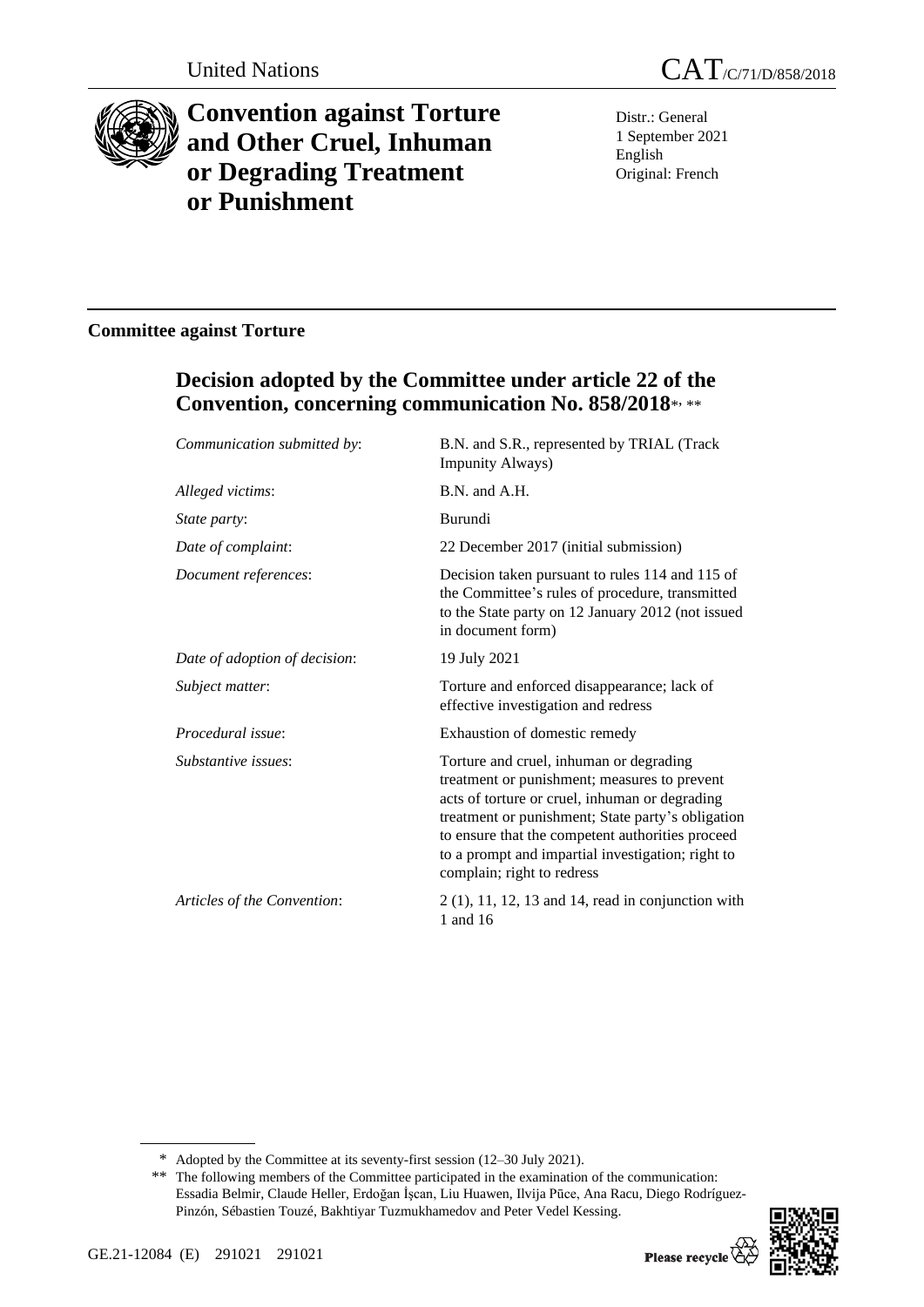United Nations

CAT/C/71/D/858/2018

# Convention against Torture and Other Cruel, Inhuman or Degrading Treatment or Punishment

Distr.: General
1 September 2021
English
Original: French

## Committee against Torture

## Decision adopted by the Committee under article 22 of the Convention, concerning communication No. 858/2018*, **

| | |
|---|---|
| *Communication submitted by*: | B.N. and S.R., represented by TRIAL (Track Impunity Always) |
| *Alleged victims*: | B.N. and A.H. |
| *State party*: | Burundi |
| *Date of complaint*: | 22 December 2017 (initial submission) |
| *Document references*: | Decision taken pursuant to rules 114 and 115 of the Committee's rules of procedure, transmitted to the State party on 12 January 2012 (not issued in document form) |
| *Date of adoption of decision*: | 19 July 2021 |
| *Subject matter*: | Torture and enforced disappearance; lack of effective investigation and redress |
| *Procedural issue*: | Exhaustion of domestic remedy |
| *Substantive issues*: | Torture and cruel, inhuman or degrading treatment or punishment; measures to prevent acts of torture or cruel, inhuman or degrading treatment or punishment; State party's obligation to ensure that the competent authorities proceed to a prompt and impartial investigation; right to complain; right to redress |
| *Articles of the Convention*: | 2 (1), 11, 12, 13 and 14, read in conjunction with 1 and 16 |

\* Adopted by the Committee at its seventy-first session (12–30 July 2021).

\*\* The following members of the Committee participated in the examination of the communication: Essadia Belmir, Claude Heller, Erdoğan İşcan, Liu Huawen, Ilvija Pūce, Ana Racu, Diego Rodríguez-Pinzón, Sébastien Touzé, Bakhtiyar Tuzmukhamedov and Peter Vedel Kessing.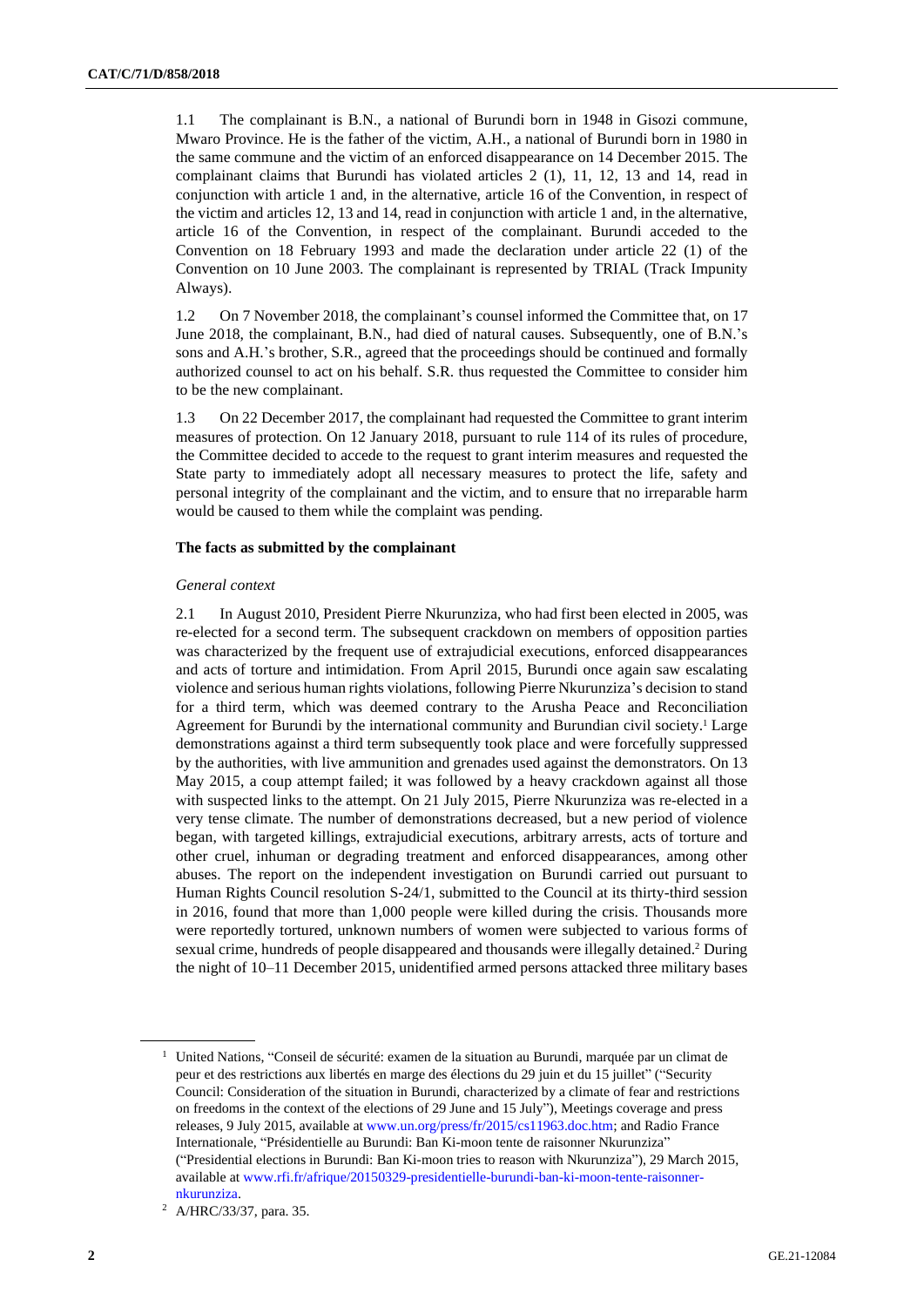1.1 The complainant is B.N., a national of Burundi born in 1948 in Gisozi commune, Mwaro Province. He is the father of the victim, A.H., a national of Burundi born in 1980 in the same commune and the victim of an enforced disappearance on 14 December 2015. The complainant claims that Burundi has violated articles 2 (1), 11, 12, 13 and 14, read in conjunction with article 1 and, in the alternative, article 16 of the Convention, in respect of the victim and articles 12, 13 and 14, read in conjunction with article 1 and, in the alternative, article 16 of the Convention, in respect of the complainant. Burundi acceded to the Convention on 18 February 1993 and made the declaration under article 22 (1) of the Convention on 10 June 2003. The complainant is represented by TRIAL (Track Impunity Always).

1.2 On 7 November 2018, the complainant's counsel informed the Committee that, on 17 June 2018, the complainant, B.N., had died of natural causes. Subsequently, one of B.N.'s sons and A.H.'s brother, S.R., agreed that the proceedings should be continued and formally authorized counsel to act on his behalf. S.R. thus requested the Committee to consider him to be the new complainant.

1.3 On 22 December 2017, the complainant had requested the Committee to grant interim measures of protection. On 12 January 2018, pursuant to rule 114 of its rules of procedure, the Committee decided to accede to the request to grant interim measures and requested the State party to immediately adopt all necessary measures to protect the life, safety and personal integrity of the complainant and the victim, and to ensure that no irreparable harm would be caused to them while the complaint was pending.

**The facts as submitted by the complainant**

*General context*

2.1 In August 2010, President Pierre Nkurunziza, who had first been elected in 2005, was re-elected for a second term. The subsequent crackdown on members of opposition parties was characterized by the frequent use of extrajudicial executions, enforced disappearances and acts of torture and intimidation. From April 2015, Burundi once again saw escalating violence and serious human rights violations, following Pierre Nkurunziza's decision to stand for a third term, which was deemed contrary to the Arusha Peace and Reconciliation Agreement for Burundi by the international community and Burundian civil society.[1] Large demonstrations against a third term subsequently took place and were forcefully suppressed by the authorities, with live ammunition and grenades used against the demonstrators. On 13 May 2015, a coup attempt failed; it was followed by a heavy crackdown against all those with suspected links to the attempt. On 21 July 2015, Pierre Nkurunziza was re-elected in a very tense climate. The number of demonstrations decreased, but a new period of violence began, with targeted killings, extrajudicial executions, arbitrary arrests, acts of torture and other cruel, inhuman or degrading treatment and enforced disappearances, among other abuses. The report on the independent investigation on Burundi carried out pursuant to Human Rights Council resolution S-24/1, submitted to the Council at its thirty-third session in 2016, found that more than 1,000 people were killed during the crisis. Thousands more were reportedly tortured, unknown numbers of women were subjected to various forms of sexual crime, hundreds of people disappeared and thousands were illegally detained.[2] During the night of 10–11 December 2015, unidentified armed persons attacked three military bases

---

[1] United Nations, "Conseil de sécurité: examen de la situation au Burundi, marquée par un climat de peur et des restrictions aux libertés en marge des élections du 29 juin et du 15 juillet" ("Security Council: Consideration of the situation in Burundi, characterized by a climate of fear and restrictions on freedoms in the context of the elections of 29 June and 15 July"), Meetings coverage and press releases, 9 July 2015, available at www.un.org/press/fr/2015/cs11963.doc.htm; and Radio France Internationale, "Présidentielle au Burundi: Ban Ki-moon tente de raisonner Nkurunziza" ("Presidential elections in Burundi: Ban Ki-moon tries to reason with Nkurunziza"), 29 March 2015, available at www.rfi.fr/afrique/20150329-presidentielle-burundi-ban-ki-moon-tente-raisonner-nkurunziza.

[2] A/HRC/33/37, para. 35.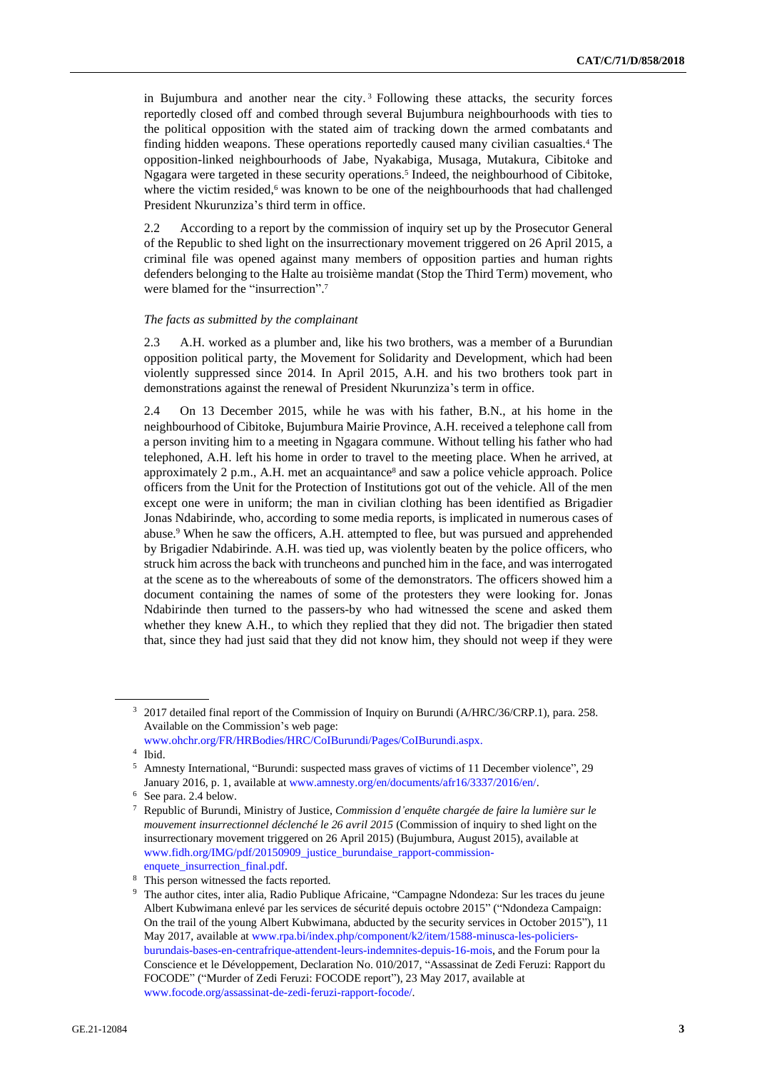in Bujumbura and another near the city.[3] Following these attacks, the security forces reportedly closed off and combed through several Bujumbura neighbourhoods with ties to the political opposition with the stated aim of tracking down the armed combatants and finding hidden weapons. These operations reportedly caused many civilian casualties.[4] The opposition-linked neighbourhoods of Jabe, Nyakabiga, Musaga, Mutakura, Cibitoke and Ngagara were targeted in these security operations.[5] Indeed, the neighbourhood of Cibitoke, where the victim resided,[6] was known to be one of the neighbourhoods that had challenged President Nkurunziza's third term in office.

2.2 According to a report by the commission of inquiry set up by the Prosecutor General of the Republic to shed light on the insurrectionary movement triggered on 26 April 2015, a criminal file was opened against many members of opposition parties and human rights defenders belonging to the Halte au troisième mandat (Stop the Third Term) movement, who were blamed for the "insurrection".[7]

*The facts as submitted by the complainant*

2.3 A.H. worked as a plumber and, like his two brothers, was a member of a Burundian opposition political party, the Movement for Solidarity and Development, which had been violently suppressed since 2014. In April 2015, A.H. and his two brothers took part in demonstrations against the renewal of President Nkurunziza's term in office.

2.4 On 13 December 2015, while he was with his father, B.N., at his home in the neighbourhood of Cibitoke, Bujumbura Mairie Province, A.H. received a telephone call from a person inviting him to a meeting in Ngagara commune. Without telling his father who had telephoned, A.H. left his home in order to travel to the meeting place. When he arrived, at approximately 2 p.m., A.H. met an acquaintance[8] and saw a police vehicle approach. Police officers from the Unit for the Protection of Institutions got out of the vehicle. All of the men except one were in uniform; the man in civilian clothing has been identified as Brigadier Jonas Ndabirinde, who, according to some media reports, is implicated in numerous cases of abuse.[9] When he saw the officers, A.H. attempted to flee, but was pursued and apprehended by Brigadier Ndabirinde. A.H. was tied up, was violently beaten by the police officers, who struck him across the back with truncheons and punched him in the face, and was interrogated at the scene as to the whereabouts of some of the demonstrators. The officers showed him a document containing the names of some of the protesters they were looking for. Jonas Ndabirinde then turned to the passers-by who had witnessed the scene and asked them whether they knew A.H., to which they replied that they did not. The brigadier then stated that, since they had just said that they did not know him, they should not weep if they were

---

[3] 2017 detailed final report of the Commission of Inquiry on Burundi (A/HRC/36/CRP.1), para. 258. Available on the Commission's web page: www.ohchr.org/FR/HRBodies/HRC/CoIBurundi/Pages/CoIBurundi.aspx.

[4] Ibid.

[5] Amnesty International, "Burundi: suspected mass graves of victims of 11 December violence", 29 January 2016, p. 1, available at www.amnesty.org/en/documents/afr16/3337/2016/en/.

[6] See para. 2.4 below.

[7] Republic of Burundi, Ministry of Justice, *Commission d'enquête chargée de faire la lumière sur le mouvement insurrectionnel déclenché le 26 avril 2015* (Commission of inquiry to shed light on the insurrectionary movement triggered on 26 April 2015) (Bujumbura, August 2015), available at www.fidh.org/IMG/pdf/20150909_justice_burundaise_rapport-commission-enquete_insurrection_final.pdf.

[8] This person witnessed the facts reported.

[9] The author cites, inter alia, Radio Publique Africaine, "Campagne Ndondeza: Sur les traces du jeune Albert Kubwimana enlevé par les services de sécurité depuis octobre 2015" ("Ndondeza Campaign: On the trail of the young Albert Kubwimana, abducted by the security services in October 2015"), 11 May 2017, available at www.rpa.bi/index.php/component/k2/item/1588-minusca-les-policiers-burundais-bases-en-centrafrique-attendent-leurs-indemnites-depuis-16-mois, and the Forum pour la Conscience et le Développement, Declaration No. 010/2017, "Assassinat de Zedi Feruzi: Rapport du FOCODE" ("Murder of Zedi Feruzi: FOCODE report"), 23 May 2017, available at www.focode.org/assassinat-de-zedi-feruzi-rapport-focode/.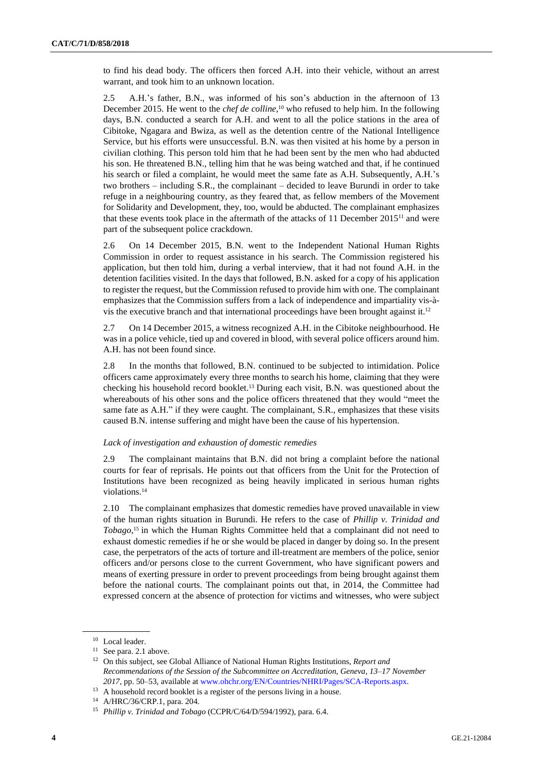to find his dead body. The officers then forced A.H. into their vehicle, without an arrest warrant, and took him to an unknown location.

2.5 A.H.'s father, B.N., was informed of his son's abduction in the afternoon of 13 December 2015. He went to the *chef de colline*,[10] who refused to help him. In the following days, B.N. conducted a search for A.H. and went to all the police stations in the area of Cibitoke, Ngagara and Bwiza, as well as the detention centre of the National Intelligence Service, but his efforts were unsuccessful. B.N. was then visited at his home by a person in civilian clothing. This person told him that he had been sent by the men who had abducted his son. He threatened B.N., telling him that he was being watched and that, if he continued his search or filed a complaint, he would meet the same fate as A.H. Subsequently, A.H.'s two brothers – including S.R., the complainant – decided to leave Burundi in order to take refuge in a neighbouring country, as they feared that, as fellow members of the Movement for Solidarity and Development, they, too, would be abducted. The complainant emphasizes that these events took place in the aftermath of the attacks of 11 December 2015[11] and were part of the subsequent police crackdown.

2.6 On 14 December 2015, B.N. went to the Independent National Human Rights Commission in order to request assistance in his search. The Commission registered his application, but then told him, during a verbal interview, that it had not found A.H. in the detention facilities visited. In the days that followed, B.N. asked for a copy of his application to register the request, but the Commission refused to provide him with one. The complainant emphasizes that the Commission suffers from a lack of independence and impartiality vis-à-vis the executive branch and that international proceedings have been brought against it.[12]

2.7 On 14 December 2015, a witness recognized A.H. in the Cibitoke neighbourhood. He was in a police vehicle, tied up and covered in blood, with several police officers around him. A.H. has not been found since.

2.8 In the months that followed, B.N. continued to be subjected to intimidation. Police officers came approximately every three months to search his home, claiming that they were checking his household record booklet.[13] During each visit, B.N. was questioned about the whereabouts of his other sons and the police officers threatened that they would "meet the same fate as A.H." if they were caught. The complainant, S.R., emphasizes that these visits caused B.N. intense suffering and might have been the cause of his hypertension.

*Lack of investigation and exhaustion of domestic remedies*

2.9 The complainant maintains that B.N. did not bring a complaint before the national courts for fear of reprisals. He points out that officers from the Unit for the Protection of Institutions have been recognized as being heavily implicated in serious human rights violations.[14]

2.10 The complainant emphasizes that domestic remedies have proved unavailable in view of the human rights situation in Burundi. He refers to the case of *Phillip v. Trinidad and Tobago*,[15] in which the Human Rights Committee held that a complainant did not need to exhaust domestic remedies if he or she would be placed in danger by doing so. In the present case, the perpetrators of the acts of torture and ill-treatment are members of the police, senior officers and/or persons close to the current Government, who have significant powers and means of exerting pressure in order to prevent proceedings from being brought against them before the national courts. The complainant points out that, in 2014, the Committee had expressed concern at the absence of protection for victims and witnesses, who were subject

---

[10] Local leader.

[11] See para. 2.1 above.

[12] On this subject, see Global Alliance of National Human Rights Institutions, *Report and Recommendations of the Session of the Subcommittee on Accreditation, Geneva, 13–17 November 2017*, pp. 50–53, available at www.ohchr.org/EN/Countries/NHRI/Pages/SCA-Reports.aspx.

[13] A household record booklet is a register of the persons living in a house.

[14] A/HRC/36/CRP.1, para. 204.

[15] *Phillip v. Trinidad and Tobago* (CCPR/C/64/D/594/1992), para. 6.4.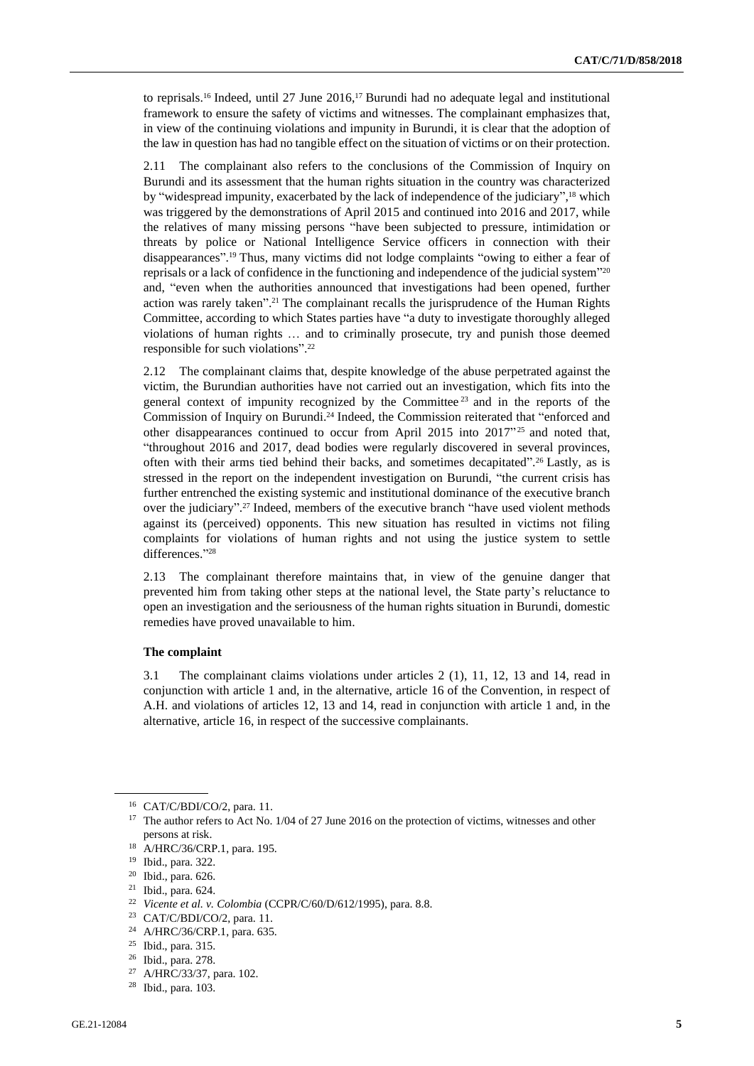to reprisals.[16] Indeed, until 27 June 2016,[17] Burundi had no adequate legal and institutional framework to ensure the safety of victims and witnesses. The complainant emphasizes that, in view of the continuing violations and impunity in Burundi, it is clear that the adoption of the law in question has had no tangible effect on the situation of victims or on their protection.

2.11 The complainant also refers to the conclusions of the Commission of Inquiry on Burundi and its assessment that the human rights situation in the country was characterized by "widespread impunity, exacerbated by the lack of independence of the judiciary",[18] which was triggered by the demonstrations of April 2015 and continued into 2016 and 2017, while the relatives of many missing persons "have been subjected to pressure, intimidation or threats by police or National Intelligence Service officers in connection with their disappearances".[19] Thus, many victims did not lodge complaints "owing to either a fear of reprisals or a lack of confidence in the functioning and independence of the judicial system"[20] and, "even when the authorities announced that investigations had been opened, further action was rarely taken".[21] The complainant recalls the jurisprudence of the Human Rights Committee, according to which States parties have "a duty to investigate thoroughly alleged violations of human rights … and to criminally prosecute, try and punish those deemed responsible for such violations".[22]

2.12 The complainant claims that, despite knowledge of the abuse perpetrated against the victim, the Burundian authorities have not carried out an investigation, which fits into the general context of impunity recognized by the Committee[23] and in the reports of the Commission of Inquiry on Burundi.[24] Indeed, the Commission reiterated that "enforced and other disappearances continued to occur from April 2015 into 2017"[25] and noted that, "throughout 2016 and 2017, dead bodies were regularly discovered in several provinces, often with their arms tied behind their backs, and sometimes decapitated".[26] Lastly, as is stressed in the report on the independent investigation on Burundi, "the current crisis has further entrenched the existing systemic and institutional dominance of the executive branch over the judiciary".[27] Indeed, members of the executive branch "have used violent methods against its (perceived) opponents. This new situation has resulted in victims not filing complaints for violations of human rights and not using the justice system to settle differences."[28]

2.13 The complainant therefore maintains that, in view of the genuine danger that prevented him from taking other steps at the national level, the State party's reluctance to open an investigation and the seriousness of the human rights situation in Burundi, domestic remedies have proved unavailable to him.

**The complaint**

3.1 The complainant claims violations under articles 2 (1), 11, 12, 13 and 14, read in conjunction with article 1 and, in the alternative, article 16 of the Convention, in respect of A.H. and violations of articles 12, 13 and 14, read in conjunction with article 1 and, in the alternative, article 16, in respect of the successive complainants.

---

[16] CAT/C/BDI/CO/2, para. 11.

[17] The author refers to Act No. 1/04 of 27 June 2016 on the protection of victims, witnesses and other persons at risk.

[18] A/HRC/36/CRP.1, para. 195.

[19] Ibid., para. 322.

[20] Ibid., para. 626.

[21] Ibid., para. 624.

[22] *Vicente et al. v. Colombia* (CCPR/C/60/D/612/1995), para. 8.8.

[23] CAT/C/BDI/CO/2, para. 11.

[24] A/HRC/36/CRP.1, para. 635.

[25] Ibid., para. 315.

[26] Ibid., para. 278.

[27] A/HRC/33/37, para. 102.

[28] Ibid., para. 103.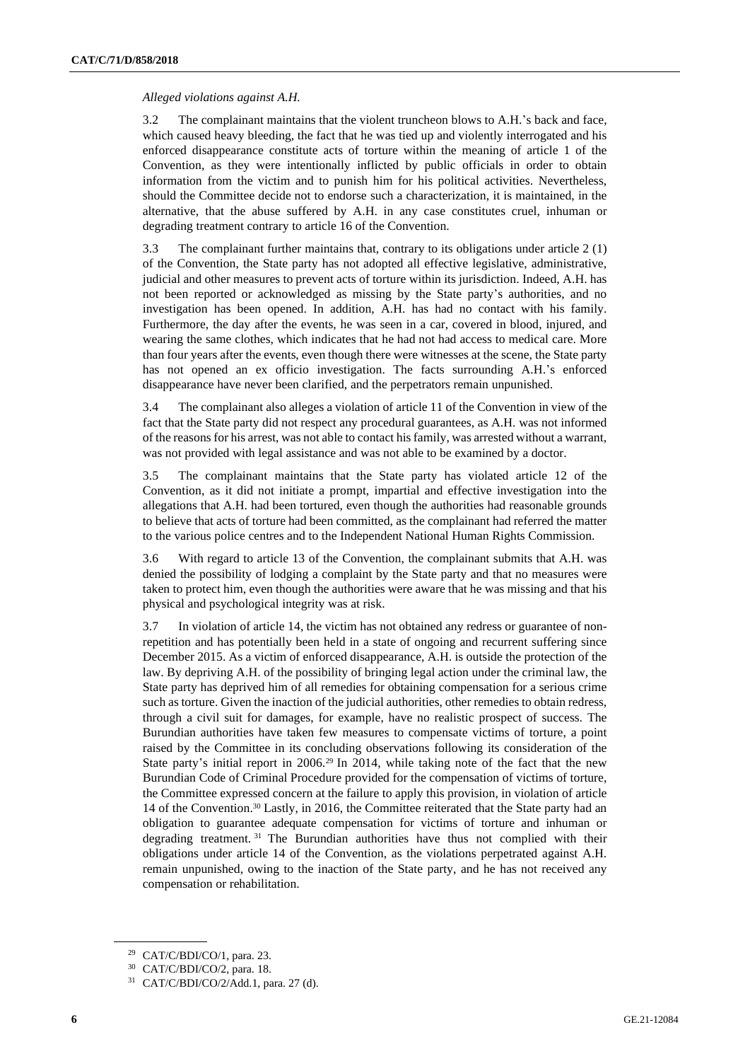*Alleged violations against A.H.*

3.2 The complainant maintains that the violent truncheon blows to A.H.'s back and face, which caused heavy bleeding, the fact that he was tied up and violently interrogated and his enforced disappearance constitute acts of torture within the meaning of article 1 of the Convention, as they were intentionally inflicted by public officials in order to obtain information from the victim and to punish him for his political activities. Nevertheless, should the Committee decide not to endorse such a characterization, it is maintained, in the alternative, that the abuse suffered by A.H. in any case constitutes cruel, inhuman or degrading treatment contrary to article 16 of the Convention.

3.3 The complainant further maintains that, contrary to its obligations under article 2 (1) of the Convention, the State party has not adopted all effective legislative, administrative, judicial and other measures to prevent acts of torture within its jurisdiction. Indeed, A.H. has not been reported or acknowledged as missing by the State party's authorities, and no investigation has been opened. In addition, A.H. has had no contact with his family. Furthermore, the day after the events, he was seen in a car, covered in blood, injured, and wearing the same clothes, which indicates that he had not had access to medical care. More than four years after the events, even though there were witnesses at the scene, the State party has not opened an ex officio investigation. The facts surrounding A.H.'s enforced disappearance have never been clarified, and the perpetrators remain unpunished.

3.4 The complainant also alleges a violation of article 11 of the Convention in view of the fact that the State party did not respect any procedural guarantees, as A.H. was not informed of the reasons for his arrest, was not able to contact his family, was arrested without a warrant, was not provided with legal assistance and was not able to be examined by a doctor.

3.5 The complainant maintains that the State party has violated article 12 of the Convention, as it did not initiate a prompt, impartial and effective investigation into the allegations that A.H. had been tortured, even though the authorities had reasonable grounds to believe that acts of torture had been committed, as the complainant had referred the matter to the various police centres and to the Independent National Human Rights Commission.

3.6 With regard to article 13 of the Convention, the complainant submits that A.H. was denied the possibility of lodging a complaint by the State party and that no measures were taken to protect him, even though the authorities were aware that he was missing and that his physical and psychological integrity was at risk.

3.7 In violation of article 14, the victim has not obtained any redress or guarantee of non-repetition and has potentially been held in a state of ongoing and recurrent suffering since December 2015. As a victim of enforced disappearance, A.H. is outside the protection of the law. By depriving A.H. of the possibility of bringing legal action under the criminal law, the State party has deprived him of all remedies for obtaining compensation for a serious crime such as torture. Given the inaction of the judicial authorities, other remedies to obtain redress, through a civil suit for damages, for example, have no realistic prospect of success. The Burundian authorities have taken few measures to compensate victims of torture, a point raised by the Committee in its concluding observations following its consideration of the State party's initial report in 2006.[29] In 2014, while taking note of the fact that the new Burundian Code of Criminal Procedure provided for the compensation of victims of torture, the Committee expressed concern at the failure to apply this provision, in violation of article 14 of the Convention.[30] Lastly, in 2016, the Committee reiterated that the State party had an obligation to guarantee adequate compensation for victims of torture and inhuman or degrading treatment.[31] The Burundian authorities have thus not complied with their obligations under article 14 of the Convention, as the violations perpetrated against A.H. remain unpunished, owing to the inaction of the State party, and he has not received any compensation or rehabilitation.

---

[29] CAT/C/BDI/CO/1, para. 23.

[30] CAT/C/BDI/CO/2, para. 18.

[31] CAT/C/BDI/CO/2/Add.1, para. 27 (d).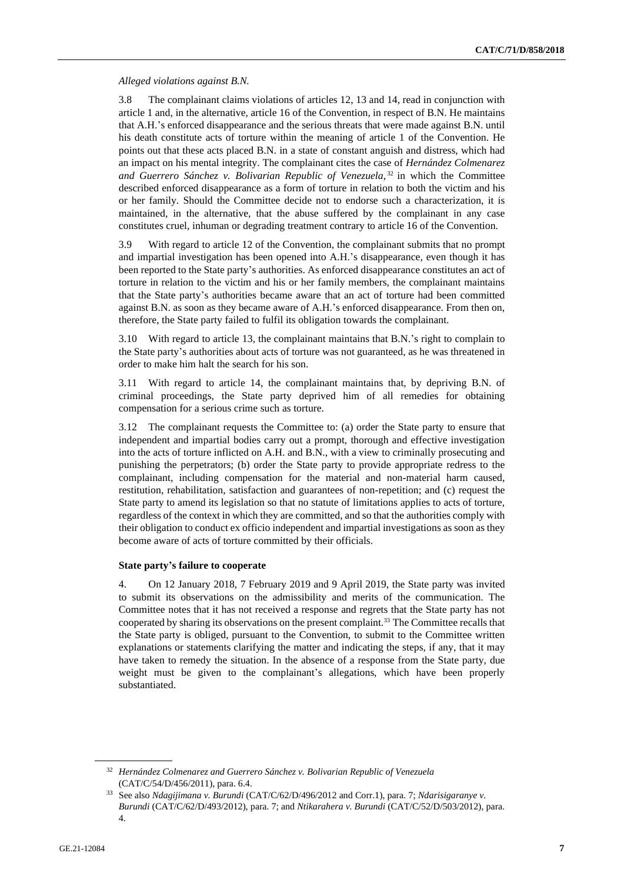*Alleged violations against B.N.*

3.8 The complainant claims violations of articles 12, 13 and 14, read in conjunction with article 1 and, in the alternative, article 16 of the Convention, in respect of B.N. He maintains that A.H.'s enforced disappearance and the serious threats that were made against B.N. until his death constitute acts of torture within the meaning of article 1 of the Convention. He points out that these acts placed B.N. in a state of constant anguish and distress, which had an impact on his mental integrity. The complainant cites the case of *Hernández Colmenarez and Guerrero Sánchez v. Bolivarian Republic of Venezuela*,[32] in which the Committee described enforced disappearance as a form of torture in relation to both the victim and his or her family. Should the Committee decide not to endorse such a characterization, it is maintained, in the alternative, that the abuse suffered by the complainant in any case constitutes cruel, inhuman or degrading treatment contrary to article 16 of the Convention.

3.9 With regard to article 12 of the Convention, the complainant submits that no prompt and impartial investigation has been opened into A.H.'s disappearance, even though it has been reported to the State party's authorities. As enforced disappearance constitutes an act of torture in relation to the victim and his or her family members, the complainant maintains that the State party's authorities became aware that an act of torture had been committed against B.N. as soon as they became aware of A.H.'s enforced disappearance. From then on, therefore, the State party failed to fulfil its obligation towards the complainant.

3.10 With regard to article 13, the complainant maintains that B.N.'s right to complain to the State party's authorities about acts of torture was not guaranteed, as he was threatened in order to make him halt the search for his son.

3.11 With regard to article 14, the complainant maintains that, by depriving B.N. of criminal proceedings, the State party deprived him of all remedies for obtaining compensation for a serious crime such as torture.

3.12 The complainant requests the Committee to: (a) order the State party to ensure that independent and impartial bodies carry out a prompt, thorough and effective investigation into the acts of torture inflicted on A.H. and B.N., with a view to criminally prosecuting and punishing the perpetrators; (b) order the State party to provide appropriate redress to the complainant, including compensation for the material and non-material harm caused, restitution, rehabilitation, satisfaction and guarantees of non-repetition; and (c) request the State party to amend its legislation so that no statute of limitations applies to acts of torture, regardless of the context in which they are committed, and so that the authorities comply with their obligation to conduct ex officio independent and impartial investigations as soon as they become aware of acts of torture committed by their officials.

### State party's failure to cooperate

4. On 12 January 2018, 7 February 2019 and 9 April 2019, the State party was invited to submit its observations on the admissibility and merits of the communication. The Committee notes that it has not received a response and regrets that the State party has not cooperated by sharing its observations on the present complaint.[33] The Committee recalls that the State party is obliged, pursuant to the Convention, to submit to the Committee written explanations or statements clarifying the matter and indicating the steps, if any, that it may have taken to remedy the situation. In the absence of a response from the State party, due weight must be given to the complainant's allegations, which have been properly substantiated.

---

[32] *Hernández Colmenarez and Guerrero Sánchez v. Bolivarian Republic of Venezuela* (CAT/C/54/D/456/2011), para. 6.4.

[33] See also *Ndagijimana v. Burundi* (CAT/C/62/D/496/2012 and Corr.1), para. 7; *Ndarisigaranye v. Burundi* (CAT/C/62/D/493/2012), para. 7; and *Ntikarahera v. Burundi* (CAT/C/52/D/503/2012), para. 4.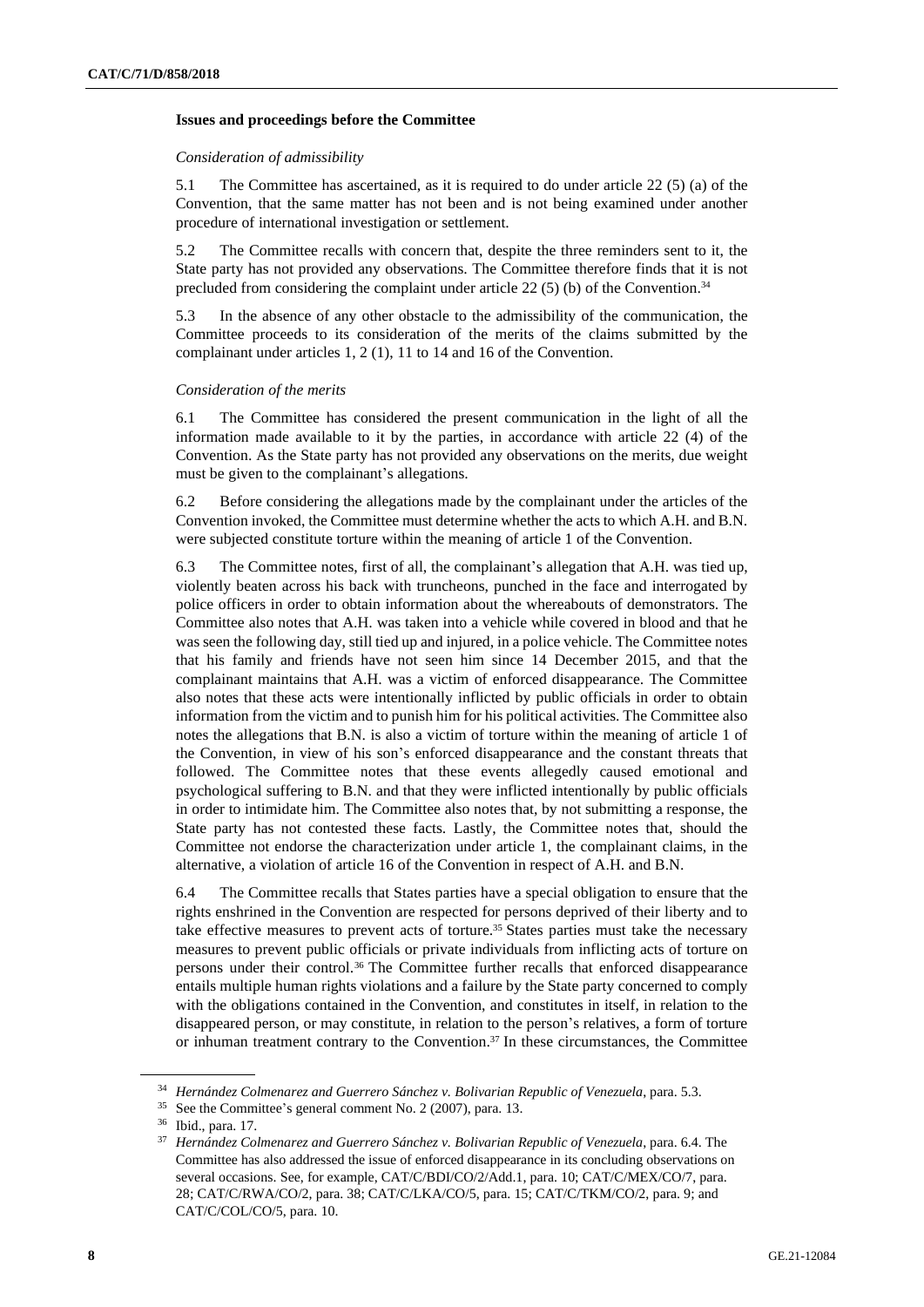### Issues and proceedings before the Committee

*Consideration of admissibility*

5.1 The Committee has ascertained, as it is required to do under article 22 (5) (a) of the Convention, that the same matter has not been and is not being examined under another procedure of international investigation or settlement.

5.2 The Committee recalls with concern that, despite the three reminders sent to it, the State party has not provided any observations. The Committee therefore finds that it is not precluded from considering the complaint under article 22 (5) (b) of the Convention.[34]

5.3 In the absence of any other obstacle to the admissibility of the communication, the Committee proceeds to its consideration of the merits of the claims submitted by the complainant under articles 1, 2 (1), 11 to 14 and 16 of the Convention.

*Consideration of the merits*

6.1 The Committee has considered the present communication in the light of all the information made available to it by the parties, in accordance with article 22 (4) of the Convention. As the State party has not provided any observations on the merits, due weight must be given to the complainant's allegations.

6.2 Before considering the allegations made by the complainant under the articles of the Convention invoked, the Committee must determine whether the acts to which A.H. and B.N. were subjected constitute torture within the meaning of article 1 of the Convention.

6.3 The Committee notes, first of all, the complainant's allegation that A.H. was tied up, violently beaten across his back with truncheons, punched in the face and interrogated by police officers in order to obtain information about the whereabouts of demonstrators. The Committee also notes that A.H. was taken into a vehicle while covered in blood and that he was seen the following day, still tied up and injured, in a police vehicle. The Committee notes that his family and friends have not seen him since 14 December 2015, and that the complainant maintains that A.H. was a victim of enforced disappearance. The Committee also notes that these acts were intentionally inflicted by public officials in order to obtain information from the victim and to punish him for his political activities. The Committee also notes the allegations that B.N. is also a victim of torture within the meaning of article 1 of the Convention, in view of his son's enforced disappearance and the constant threats that followed. The Committee notes that these events allegedly caused emotional and psychological suffering to B.N. and that they were inflicted intentionally by public officials in order to intimidate him. The Committee also notes that, by not submitting a response, the State party has not contested these facts. Lastly, the Committee notes that, should the Committee not endorse the characterization under article 1, the complainant claims, in the alternative, a violation of article 16 of the Convention in respect of A.H. and B.N.

6.4 The Committee recalls that States parties have a special obligation to ensure that the rights enshrined in the Convention are respected for persons deprived of their liberty and to take effective measures to prevent acts of torture.[35] States parties must take the necessary measures to prevent public officials or private individuals from inflicting acts of torture on persons under their control.[36] The Committee further recalls that enforced disappearance entails multiple human rights violations and a failure by the State party concerned to comply with the obligations contained in the Convention, and constitutes in itself, in relation to the disappeared person, or may constitute, in relation to the person's relatives, a form of torture or inhuman treatment contrary to the Convention.[37] In these circumstances, the Committee

---

[34] *Hernández Colmenarez and Guerrero Sánchez v. Bolivarian Republic of Venezuela*, para. 5.3.

[35] See the Committee's general comment No. 2 (2007), para. 13.

[36] Ibid., para. 17.

[37] *Hernández Colmenarez and Guerrero Sánchez v. Bolivarian Republic of Venezuela*, para. 6.4. The Committee has also addressed the issue of enforced disappearance in its concluding observations on several occasions. See, for example, CAT/C/BDI/CO/2/Add.1, para. 10; CAT/C/MEX/CO/7, para. 28; CAT/C/RWA/CO/2, para. 38; CAT/C/LKA/CO/5, para. 15; CAT/C/TKM/CO/2, para. 9; and CAT/C/COL/CO/5, para. 10.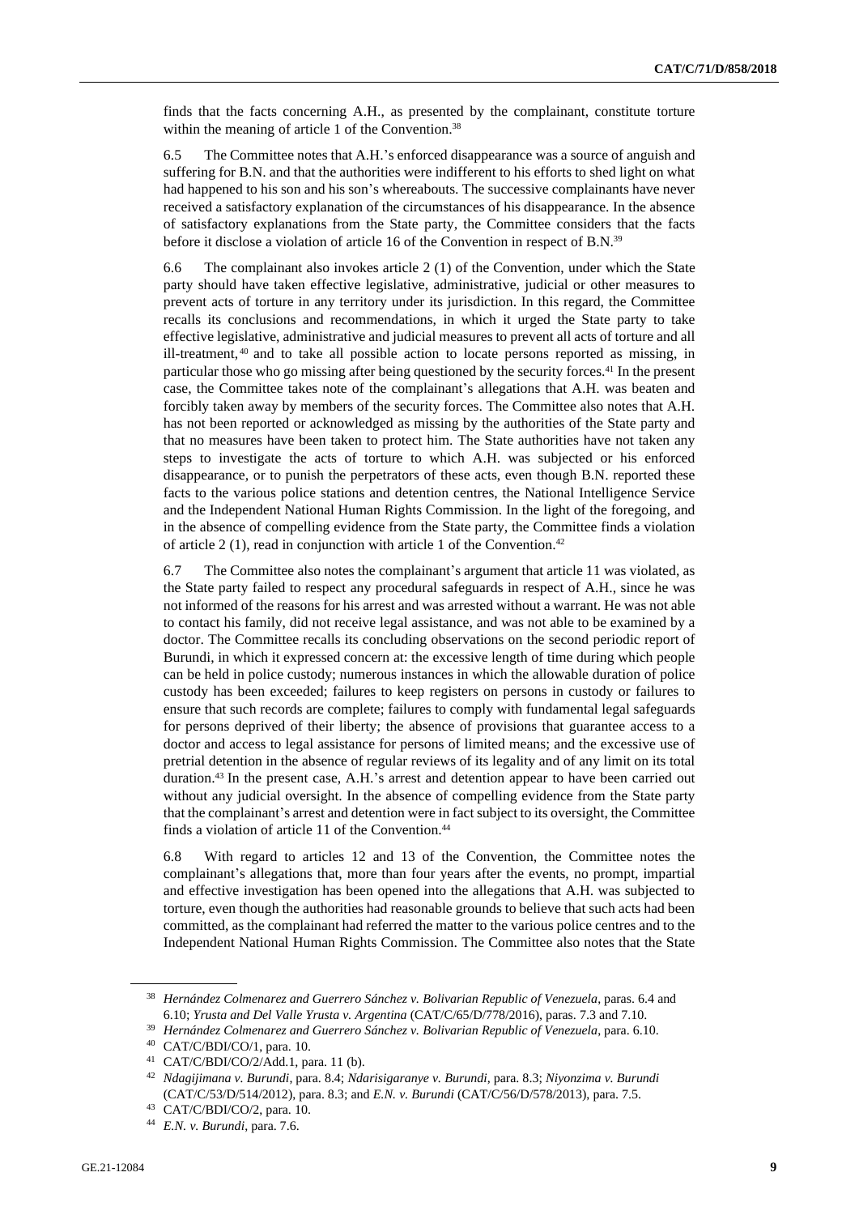finds that the facts concerning A.H., as presented by the complainant, constitute torture within the meaning of article 1 of the Convention.[38]

6.5 The Committee notes that A.H.'s enforced disappearance was a source of anguish and suffering for B.N. and that the authorities were indifferent to his efforts to shed light on what had happened to his son and his son's whereabouts. The successive complainants have never received a satisfactory explanation of the circumstances of his disappearance. In the absence of satisfactory explanations from the State party, the Committee considers that the facts before it disclose a violation of article 16 of the Convention in respect of B.N.[39]

6.6 The complainant also invokes article 2 (1) of the Convention, under which the State party should have taken effective legislative, administrative, judicial or other measures to prevent acts of torture in any territory under its jurisdiction. In this regard, the Committee recalls its conclusions and recommendations, in which it urged the State party to take effective legislative, administrative and judicial measures to prevent all acts of torture and all ill-treatment,[40] and to take all possible action to locate persons reported as missing, in particular those who go missing after being questioned by the security forces.[41] In the present case, the Committee takes note of the complainant's allegations that A.H. was beaten and forcibly taken away by members of the security forces. The Committee also notes that A.H. has not been reported or acknowledged as missing by the authorities of the State party and that no measures have been taken to protect him. The State authorities have not taken any steps to investigate the acts of torture to which A.H. was subjected or his enforced disappearance, or to punish the perpetrators of these acts, even though B.N. reported these facts to the various police stations and detention centres, the National Intelligence Service and the Independent National Human Rights Commission. In the light of the foregoing, and in the absence of compelling evidence from the State party, the Committee finds a violation of article 2 (1), read in conjunction with article 1 of the Convention.[42]

6.7 The Committee also notes the complainant's argument that article 11 was violated, as the State party failed to respect any procedural safeguards in respect of A.H., since he was not informed of the reasons for his arrest and was arrested without a warrant. He was not able to contact his family, did not receive legal assistance, and was not able to be examined by a doctor. The Committee recalls its concluding observations on the second periodic report of Burundi, in which it expressed concern at: the excessive length of time during which people can be held in police custody; numerous instances in which the allowable duration of police custody has been exceeded; failures to keep registers on persons in custody or failures to ensure that such records are complete; failures to comply with fundamental legal safeguards for persons deprived of their liberty; the absence of provisions that guarantee access to a doctor and access to legal assistance for persons of limited means; and the excessive use of pretrial detention in the absence of regular reviews of its legality and of any limit on its total duration.[43] In the present case, A.H.'s arrest and detention appear to have been carried out without any judicial oversight. In the absence of compelling evidence from the State party that the complainant's arrest and detention were in fact subject to its oversight, the Committee finds a violation of article 11 of the Convention.[44]

6.8 With regard to articles 12 and 13 of the Convention, the Committee notes the complainant's allegations that, more than four years after the events, no prompt, impartial and effective investigation has been opened into the allegations that A.H. was subjected to torture, even though the authorities had reasonable grounds to believe that such acts had been committed, as the complainant had referred the matter to the various police centres and to the Independent National Human Rights Commission. The Committee also notes that the State

---

[38] *Hernández Colmenarez and Guerrero Sánchez v. Bolivarian Republic of Venezuela*, paras. 6.4 and 6.10; *Yrusta and Del Valle Yrusta v. Argentina* (CAT/C/65/D/778/2016), paras. 7.3 and 7.10.

[39] *Hernández Colmenarez and Guerrero Sánchez v. Bolivarian Republic of Venezuela*, para. 6.10.

[40] CAT/C/BDI/CO/1, para. 10.

[41] CAT/C/BDI/CO/2/Add.1, para. 11 (b).

[42] *Ndagijimana v. Burundi*, para. 8.4; *Ndarisigaranye v. Burundi*, para. 8.3; *Niyonzima v. Burundi* (CAT/C/53/D/514/2012), para. 8.3; and *E.N. v. Burundi* (CAT/C/56/D/578/2013), para. 7.5.

[43] CAT/C/BDI/CO/2, para. 10.

[44] *E.N. v. Burundi*, para. 7.6.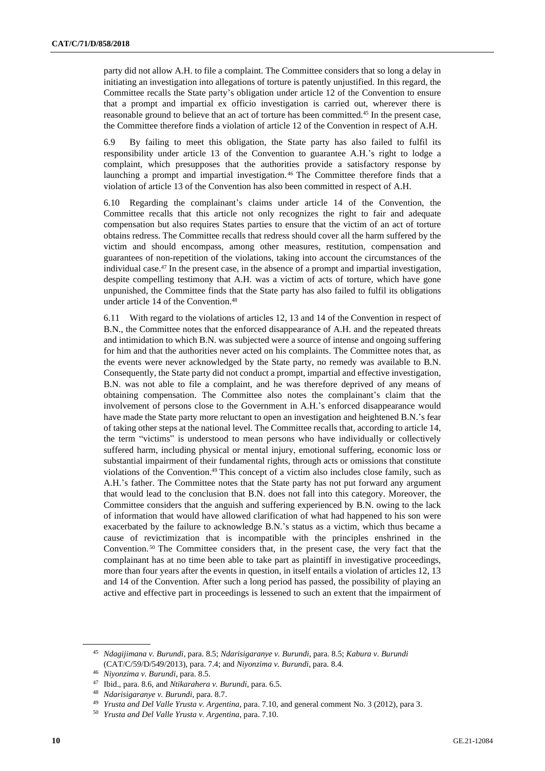party did not allow A.H. to file a complaint. The Committee considers that so long a delay in initiating an investigation into allegations of torture is patently unjustified. In this regard, the Committee recalls the State party's obligation under article 12 of the Convention to ensure that a prompt and impartial ex officio investigation is carried out, wherever there is reasonable ground to believe that an act of torture has been committed.[45] In the present case, the Committee therefore finds a violation of article 12 of the Convention in respect of A.H.

6.9 By failing to meet this obligation, the State party has also failed to fulfil its responsibility under article 13 of the Convention to guarantee A.H.'s right to lodge a complaint, which presupposes that the authorities provide a satisfactory response by launching a prompt and impartial investigation.[46] The Committee therefore finds that a violation of article 13 of the Convention has also been committed in respect of A.H.

6.10 Regarding the complainant's claims under article 14 of the Convention, the Committee recalls that this article not only recognizes the right to fair and adequate compensation but also requires States parties to ensure that the victim of an act of torture obtains redress. The Committee recalls that redress should cover all the harm suffered by the victim and should encompass, among other measures, restitution, compensation and guarantees of non-repetition of the violations, taking into account the circumstances of the individual case.[47] In the present case, in the absence of a prompt and impartial investigation, despite compelling testimony that A.H. was a victim of acts of torture, which have gone unpunished, the Committee finds that the State party has also failed to fulfil its obligations under article 14 of the Convention.[48]

6.11 With regard to the violations of articles 12, 13 and 14 of the Convention in respect of B.N., the Committee notes that the enforced disappearance of A.H. and the repeated threats and intimidation to which B.N. was subjected were a source of intense and ongoing suffering for him and that the authorities never acted on his complaints. The Committee notes that, as the events were never acknowledged by the State party, no remedy was available to B.N. Consequently, the State party did not conduct a prompt, impartial and effective investigation, B.N. was not able to file a complaint, and he was therefore deprived of any means of obtaining compensation. The Committee also notes the complainant's claim that the involvement of persons close to the Government in A.H.'s enforced disappearance would have made the State party more reluctant to open an investigation and heightened B.N.'s fear of taking other steps at the national level. The Committee recalls that, according to article 14, the term "victims" is understood to mean persons who have individually or collectively suffered harm, including physical or mental injury, emotional suffering, economic loss or substantial impairment of their fundamental rights, through acts or omissions that constitute violations of the Convention.[49] This concept of a victim also includes close family, such as A.H.'s father. The Committee notes that the State party has not put forward any argument that would lead to the conclusion that B.N. does not fall into this category. Moreover, the Committee considers that the anguish and suffering experienced by B.N. owing to the lack of information that would have allowed clarification of what had happened to his son were exacerbated by the failure to acknowledge B.N.'s status as a victim, which thus became a cause of revictimization that is incompatible with the principles enshrined in the Convention.[50] The Committee considers that, in the present case, the very fact that the complainant has at no time been able to take part as plaintiff in investigative proceedings, more than four years after the events in question, in itself entails a violation of articles 12, 13 and 14 of the Convention. After such a long period has passed, the possibility of playing an active and effective part in proceedings is lessened to such an extent that the impairment of

---

[45] *Ndagijimana v. Burundi*, para. 8.5; *Ndarisigaranye v. Burundi*, para. 8.5; *Kabura v. Burundi* (CAT/C/59/D/549/2013), para. 7.4; and *Niyonzima v. Burundi*, para. 8.4.

[46] *Niyonzima v. Burundi*, para. 8.5.

[47] Ibid., para. 8.6, and *Ntikarahera v. Burundi*, para. 6.5.

[48] *Ndarisigaranye v. Burundi*, para. 8.7.

[49] *Yrusta and Del Valle Yrusta v. Argentina*, para. 7.10, and general comment No. 3 (2012), para 3.

[50] *Yrusta and Del Valle Yrusta v. Argentina*, para. 7.10.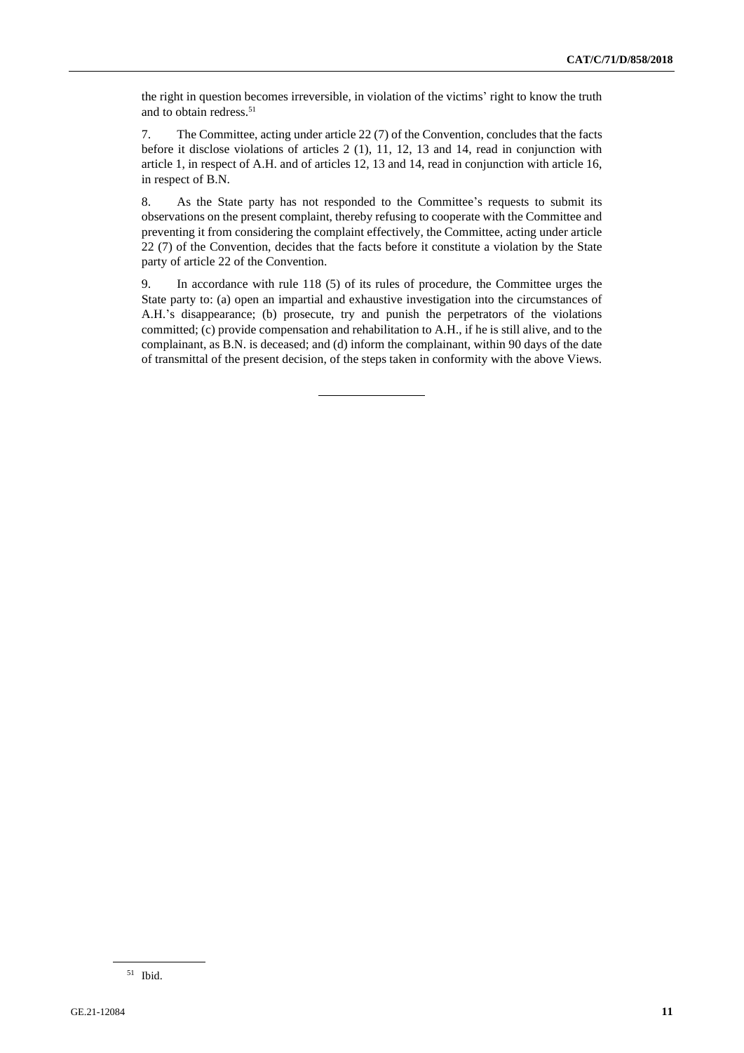the right in question becomes irreversible, in violation of the victims' right to know the truth and to obtain redress.[51]

7. The Committee, acting under article 22 (7) of the Convention, concludes that the facts before it disclose violations of articles 2 (1), 11, 12, 13 and 14, read in conjunction with article 1, in respect of A.H. and of articles 12, 13 and 14, read in conjunction with article 16, in respect of B.N.

8. As the State party has not responded to the Committee's requests to submit its observations on the present complaint, thereby refusing to cooperate with the Committee and preventing it from considering the complaint effectively, the Committee, acting under article 22 (7) of the Convention, decides that the facts before it constitute a violation by the State party of article 22 of the Convention.

9. In accordance with rule 118 (5) of its rules of procedure, the Committee urges the State party to: (a) open an impartial and exhaustive investigation into the circumstances of A.H.'s disappearance; (b) prosecute, try and punish the perpetrators of the violations committed; (c) provide compensation and rehabilitation to A.H., if he is still alive, and to the complainant, as B.N. is deceased; and (d) inform the complainant, within 90 days of the date of transmittal of the present decision, of the steps taken in conformity with the above Views.

---

[51] Ibid.